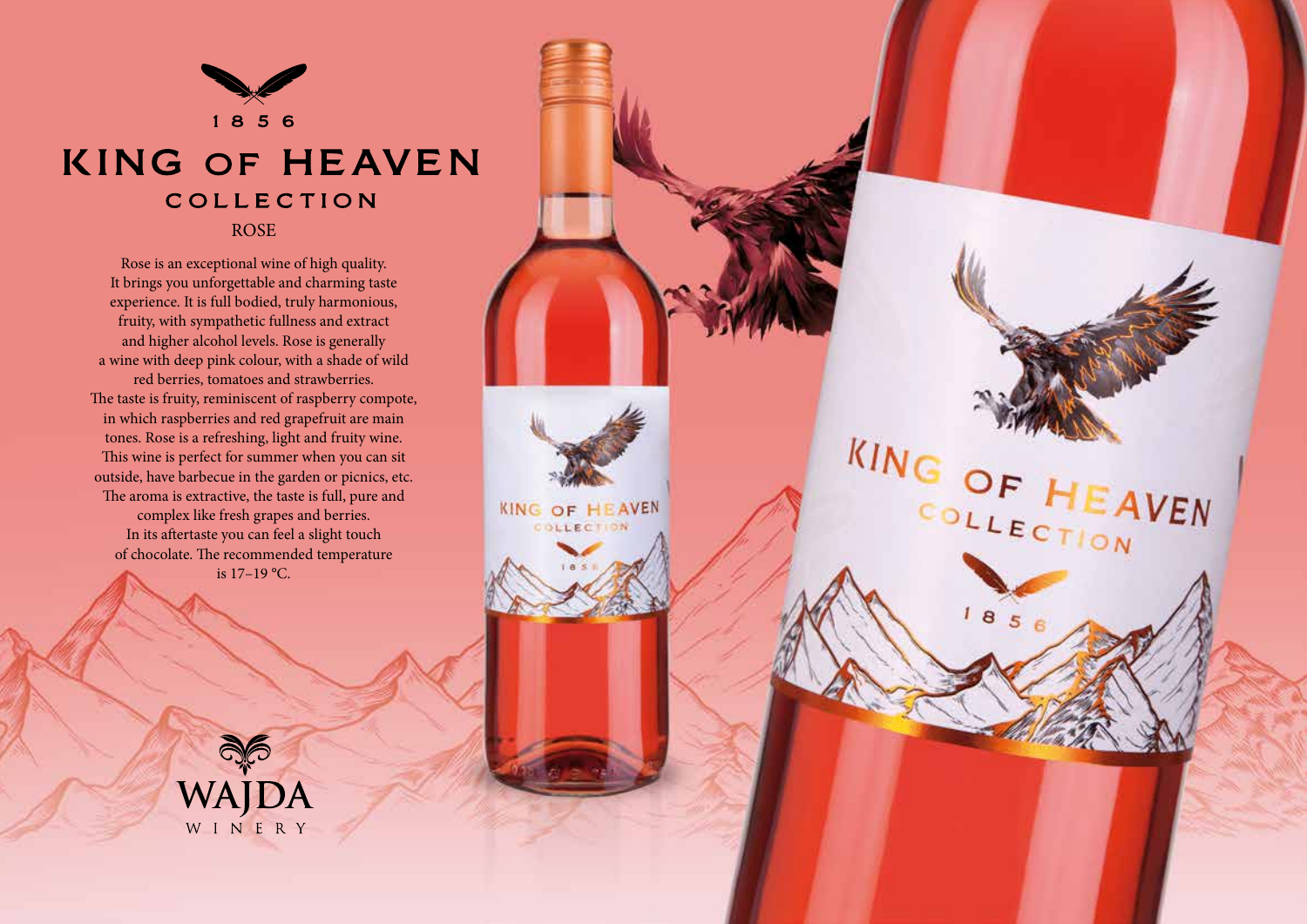1856

# KING OF HEAVEN

## COLLECTION

### ROSE

Rose is an exceptional wine of high quality. It brings you unforgettable and charming taste experience. It is full bodied, truly harmonious, fruity, with sympathetic fullness and extract and higher alcohol levels. Rose is generally a wine with deep pink colour, with a shade of wild red berries, tomatoes and strawberries. The taste is fruity, reminiscent of raspberry compote, in which raspberries and red grapefruit are main tones. Rose is a refreshing, light and fruity wine. This wine is perfect for summer when you can sit outside, have barbecue in the garden or picnics, etc. The aroma is extractive, the taste is full, pure and complex like fresh grapes and berries. In its aftertaste you can feel a slight touch of chocolate. The recommended temperature is 17–19 °C.

WAJDA WINERY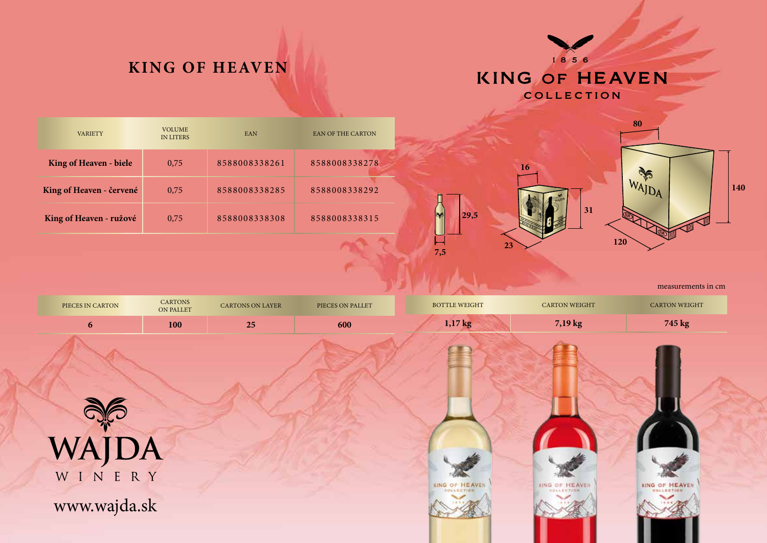# KING OF HEAVEN

1856
KING OF HEAVEN
COLLECTION

| VARIETY | VOLUME IN LITERS | EAN | EAN OF THE CARTON |
|---|---|---|---|
| **King of Heaven - biele** | 0,75 | 8588008338261 | 8588008338278 |
| **King of Heaven - červené** | 0,75 | 8588008338285 | 8588008338292 |
| **King of Heaven - ružové** | 0,75 | 8588008338308 | 8588008338315 |

29,5
7,5
16
31
23
80
140
120

measurements in cm

| PIECES IN CARTON | CARTONS ON PALLET | CARTONS ON LAYER | PIECES ON PALLET |
|---|---|---|---|
| **6** | **100** | **25** | **600** |

| BOTTLE WEIGHT | CARTON WEIGHT | CARTON WEIGHT |
|---|---|---|
| **1,17 kg** | **7,19 kg** | **745 kg** |

WAJDA
WINERY

www.wajda.sk